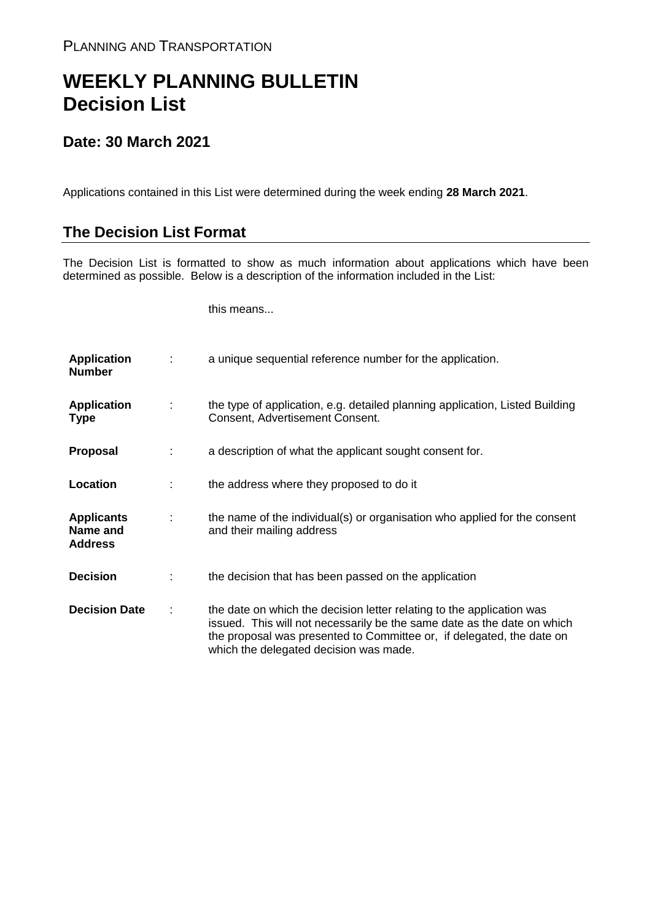PLANNING AND TRANSPORTATION

# WEEKLY PLANNING BULLETIN
# Decision List

## Date: 30 March 2021

Applications contained in this List were determined during the week ending **28 March 2021**.

## The Decision List Format

The Decision List is formatted to show as much information about applications which have been determined as possible. Below is a description of the information included in the List:

| | | this means... |
|---|---|---|
| **Application Number** | : | a unique sequential reference number for the application. |
| **Application Type** | : | the type of application, e.g. detailed planning application, Listed Building Consent, Advertisement Consent. |
| **Proposal** | : | a description of what the applicant sought consent for. |
| **Location** | : | the address where they proposed to do it |
| **Applicants Name and Address** | : | the name of the individual(s) or organisation who applied for the consent and their mailing address |
| **Decision** | : | the decision that has been passed on the application |
| **Decision Date** | : | the date on which the decision letter relating to the application was issued. This will not necessarily be the same date as the date on which the proposal was presented to Committee or, if delegated, the date on which the delegated decision was made. |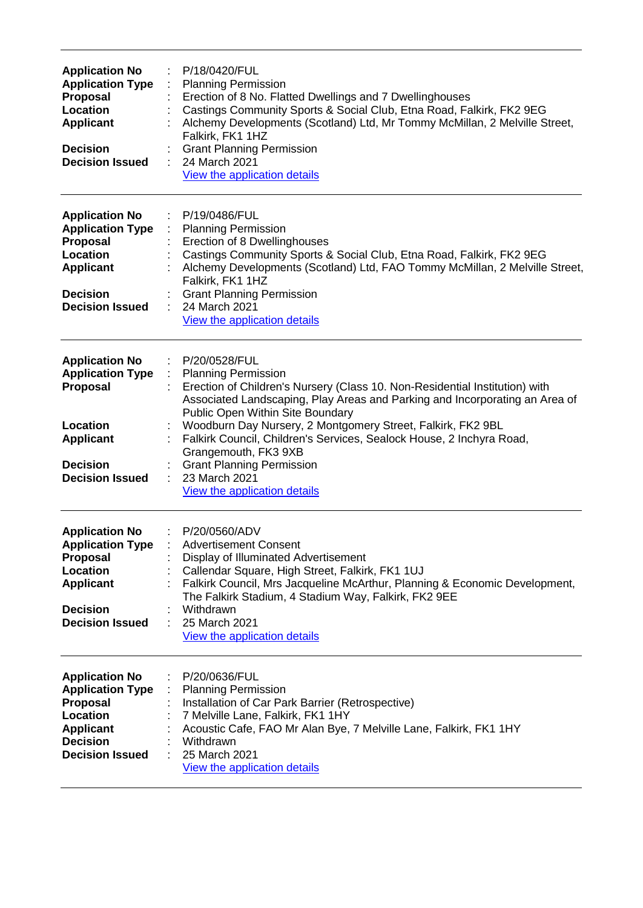---

**Application No** : P/18/0420/FUL
**Application Type** : Planning Permission
**Proposal** : Erection of 8 No. Flatted Dwellings and 7 Dwellinghouses
**Location** : Castings Community Sports & Social Club, Etna Road, Falkirk, FK2 9EG
**Applicant** : Alchemy Developments (Scotland) Ltd, Mr Tommy McMillan, 2 Melville Street, Falkirk, FK1 1HZ
**Decision** : Grant Planning Permission
**Decision Issued** : 24 March 2021
View the application details

---

**Application No** : P/19/0486/FUL
**Application Type** : Planning Permission
**Proposal** : Erection of 8 Dwellinghouses
**Location** : Castings Community Sports & Social Club, Etna Road, Falkirk, FK2 9EG
**Applicant** : Alchemy Developments (Scotland) Ltd, FAO Tommy McMillan, 2 Melville Street, Falkirk, FK1 1HZ
**Decision** : Grant Planning Permission
**Decision Issued** : 24 March 2021
View the application details

---

**Application No** : P/20/0528/FUL
**Application Type** : Planning Permission
**Proposal** : Erection of Children's Nursery (Class 10. Non-Residential Institution) with Associated Landscaping, Play Areas and Parking and Incorporating an Area of Public Open Within Site Boundary
**Location** : Woodburn Day Nursery, 2 Montgomery Street, Falkirk, FK2 9BL
**Applicant** : Falkirk Council, Children's Services, Sealock House, 2 Inchyra Road, Grangemouth, FK3 9XB
**Decision** : Grant Planning Permission
**Decision Issued** : 23 March 2021
View the application details

---

**Application No** : P/20/0560/ADV
**Application Type** : Advertisement Consent
**Proposal** : Display of Illuminated Advertisement
**Location** : Callendar Square, High Street, Falkirk, FK1 1UJ
**Applicant** : Falkirk Council, Mrs Jacqueline McArthur, Planning & Economic Development, The Falkirk Stadium, 4 Stadium Way, Falkirk, FK2 9EE
**Decision** : Withdrawn
**Decision Issued** : 25 March 2021
View the application details

---

**Application No** : P/20/0636/FUL
**Application Type** : Planning Permission
**Proposal** : Installation of Car Park Barrier (Retrospective)
**Location** : 7 Melville Lane, Falkirk, FK1 1HY
**Applicant** : Acoustic Cafe, FAO Mr Alan Bye, 7 Melville Lane, Falkirk, FK1 1HY
**Decision** : Withdrawn
**Decision Issued** : 25 March 2021
View the application details

---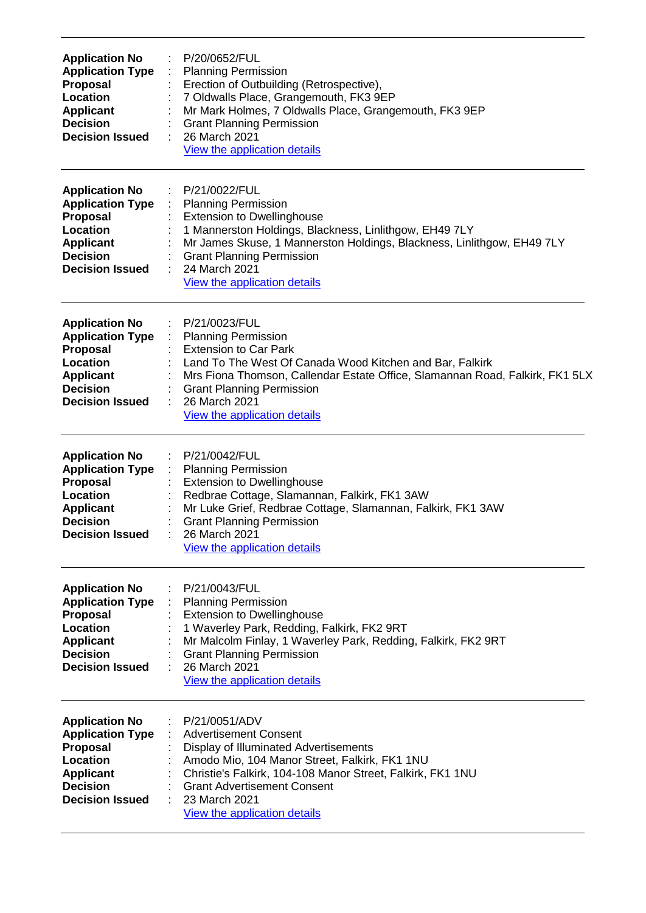---

| | | |
|---|---|---|
| **Application No** | : | P/20/0652/FUL |
| **Application Type** | : | Planning Permission |
| **Proposal** | : | Erection of Outbuilding (Retrospective), |
| **Location** | : | 7 Oldwalls Place, Grangemouth, FK3 9EP |
| **Applicant** | : | Mr Mark Holmes, 7 Oldwalls Place, Grangemouth, FK3 9EP |
| **Decision** | : | Grant Planning Permission |
| **Decision Issued** | : | 26 March 2021 |
| | | View the application details |

---

| | | |
|---|---|---|
| **Application No** | : | P/21/0022/FUL |
| **Application Type** | : | Planning Permission |
| **Proposal** | : | Extension to Dwellinghouse |
| **Location** | : | 1 Mannerston Holdings, Blackness, Linlithgow, EH49 7LY |
| **Applicant** | : | Mr James Skuse, 1 Mannerston Holdings, Blackness, Linlithgow, EH49 7LY |
| **Decision** | : | Grant Planning Permission |
| **Decision Issued** | : | 24 March 2021 |
| | | View the application details |

---

| | | |
|---|---|---|
| **Application No** | : | P/21/0023/FUL |
| **Application Type** | : | Planning Permission |
| **Proposal** | : | Extension to Car Park |
| **Location** | : | Land To The West Of Canada Wood Kitchen and Bar, Falkirk |
| **Applicant** | : | Mrs Fiona Thomson, Callendar Estate Office, Slamannan Road, Falkirk, FK1 5LX |
| **Decision** | : | Grant Planning Permission |
| **Decision Issued** | : | 26 March 2021 |
| | | View the application details |

---

| | | |
|---|---|---|
| **Application No** | : | P/21/0042/FUL |
| **Application Type** | : | Planning Permission |
| **Proposal** | : | Extension to Dwellinghouse |
| **Location** | : | Redbrae Cottage, Slamannan, Falkirk, FK1 3AW |
| **Applicant** | : | Mr Luke Grief, Redbrae Cottage, Slamannan, Falkirk, FK1 3AW |
| **Decision** | : | Grant Planning Permission |
| **Decision Issued** | : | 26 March 2021 |
| | | View the application details |

---

| | | |
|---|---|---|
| **Application No** | : | P/21/0043/FUL |
| **Application Type** | : | Planning Permission |
| **Proposal** | : | Extension to Dwellinghouse |
| **Location** | : | 1 Waverley Park, Redding, Falkirk, FK2 9RT |
| **Applicant** | : | Mr Malcolm Finlay, 1 Waverley Park, Redding, Falkirk, FK2 9RT |
| **Decision** | : | Grant Planning Permission |
| **Decision Issued** | : | 26 March 2021 |
| | | View the application details |

---

| | | |
|---|---|---|
| **Application No** | : | P/21/0051/ADV |
| **Application Type** | : | Advertisement Consent |
| **Proposal** | : | Display of Illuminated Advertisements |
| **Location** | : | Amodo Mio, 104 Manor Street, Falkirk, FK1 1NU |
| **Applicant** | : | Christie's Falkirk, 104-108 Manor Street, Falkirk, FK1 1NU |
| **Decision** | : | Grant Advertisement Consent |
| **Decision Issued** | : | 23 March 2021 |
| | | View the application details |

---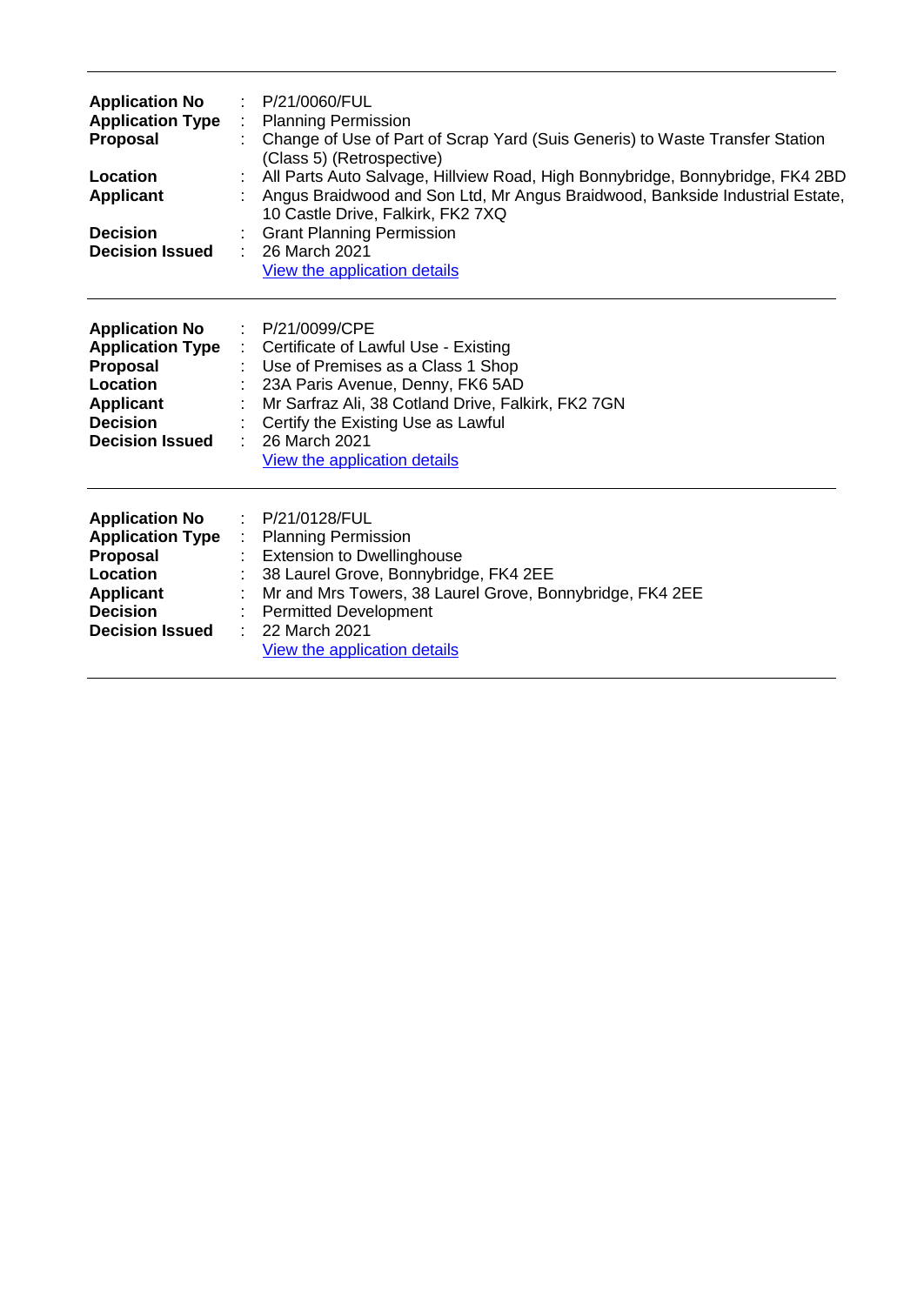---

| | | |
|---|---|---|
| **Application No** | : | P/21/0060/FUL |
| **Application Type** | : | Planning Permission |
| **Proposal** | : | Change of Use of Part of Scrap Yard (Suis Generis) to Waste Transfer Station (Class 5) (Retrospective) |
| **Location** | : | All Parts Auto Salvage, Hillview Road, High Bonnybridge, Bonnybridge, FK4 2BD |
| **Applicant** | : | Angus Braidwood and Son Ltd, Mr Angus Braidwood, Bankside Industrial Estate, 10 Castle Drive, Falkirk, FK2 7XQ |
| **Decision** | : | Grant Planning Permission |
| **Decision Issued** | : | 26 March 2021 |
| | | View the application details |

---

| | | |
|---|---|---|
| **Application No** | : | P/21/0099/CPE |
| **Application Type** | : | Certificate of Lawful Use - Existing |
| **Proposal** | : | Use of Premises as a Class 1 Shop |
| **Location** | : | 23A Paris Avenue, Denny, FK6 5AD |
| **Applicant** | : | Mr Sarfraz Ali, 38 Cotland Drive, Falkirk, FK2 7GN |
| **Decision** | : | Certify the Existing Use as Lawful |
| **Decision Issued** | : | 26 March 2021 |
| | | View the application details |

---

| | | |
|---|---|---|
| **Application No** | : | P/21/0128/FUL |
| **Application Type** | : | Planning Permission |
| **Proposal** | : | Extension to Dwellinghouse |
| **Location** | : | 38 Laurel Grove, Bonnybridge, FK4 2EE |
| **Applicant** | : | Mr and Mrs Towers, 38 Laurel Grove, Bonnybridge, FK4 2EE |
| **Decision** | : | Permitted Development |
| **Decision Issued** | : | 22 March 2021 |
| | | View the application details |

---